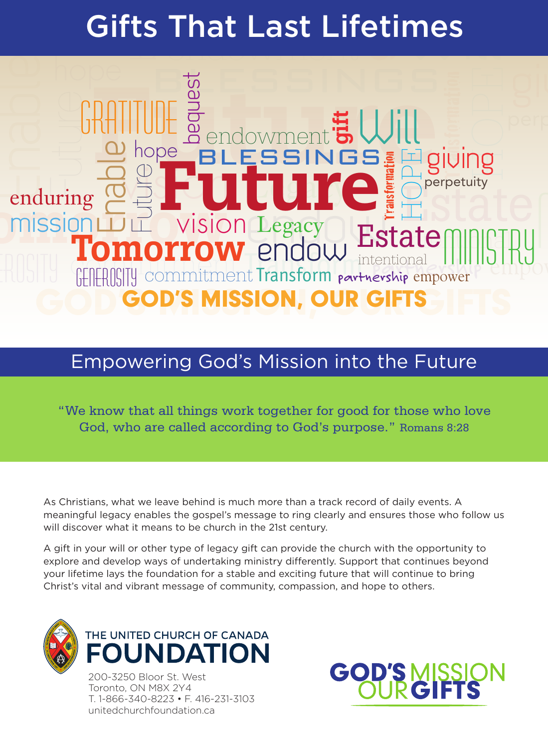# Gifts That Last Lifetimes

GOD'S MISSION, OUR GIFTS

## Empowering God's Mission into the Future

"We know that all things work together for good for those who love God, who are called according to God's purpose." Romans 8:28

As Christians, what we leave behind is much more than a track record of daily events. A meaningful legacy enables the gospel's message to ring clearly and ensures those who follow us will discover what it means to be church in the 21st century.

A gift in your will or other type of legacy gift can provide the church with the opportunity to explore and develop ways of undertaking ministry differently. Support that continues beyond your lifetime lays the foundation for a stable and exciting future that will continue to bring Christ's vital and vibrant message of community, compassion, and hope to others.

**THE UNITED CHURCH OF CANADA FOUNDATION**

200-3250 Bloor St. West
Toronto, ON M8X 2Y4
T. 1-866-340-8223 • F. 416-231-3103
unitedchurchfoundation.ca

GOD'S MISSION OUR GIFTS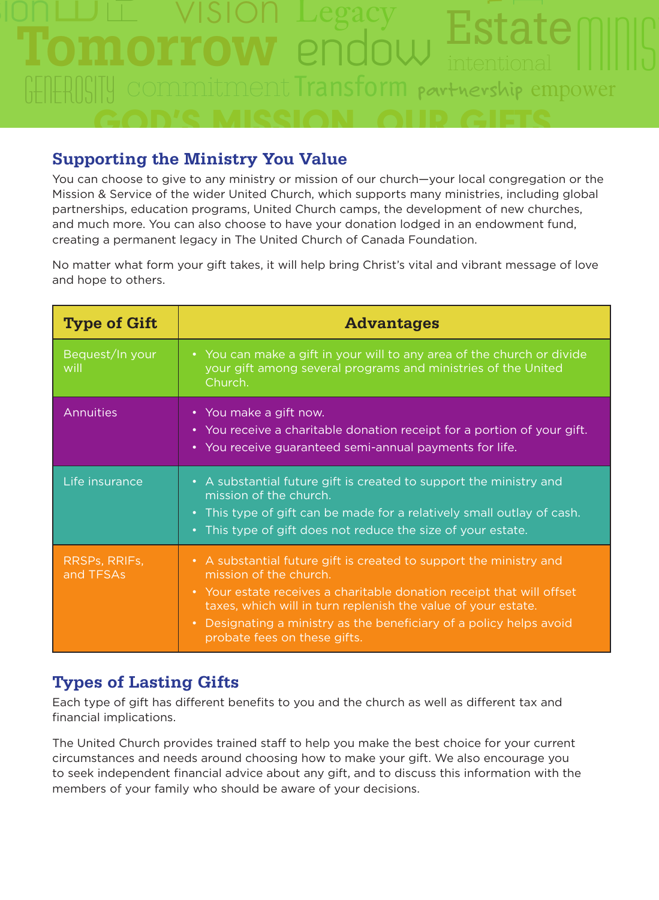## Supporting the Ministry You Value

You can choose to give to any ministry or mission of our church—your local congregation or the Mission & Service of the wider United Church, which supports many ministries, including global partnerships, education programs, United Church camps, the development of new churches, and much more. You can also choose to have your donation lodged in an endowment fund, creating a permanent legacy in The United Church of Canada Foundation.

No matter what form your gift takes, it will help bring Christ's vital and vibrant message of love and hope to others.

| Type of Gift | Advantages |
|---|---|
| Bequest/In your will | • You can make a gift in your will to any area of the church or divide your gift among several programs and ministries of the United Church. |
| Annuities | • You make a gift now.<br>• You receive a charitable donation receipt for a portion of your gift.<br>• You receive guaranteed semi-annual payments for life. |
| Life insurance | • A substantial future gift is created to support the ministry and mission of the church.<br>• This type of gift can be made for a relatively small outlay of cash.<br>• This type of gift does not reduce the size of your estate. |
| RRSPs, RRIFs, and TFSAs | • A substantial future gift is created to support the ministry and mission of the church.<br>• Your estate receives a charitable donation receipt that will offset taxes, which will in turn replenish the value of your estate.<br>• Designating a ministry as the beneficiary of a policy helps avoid probate fees on these gifts. |

## Types of Lasting Gifts

Each type of gift has different benefits to you and the church as well as different tax and financial implications.

The United Church provides trained staff to help you make the best choice for your current circumstances and needs around choosing how to make your gift. We also encourage you to seek independent financial advice about any gift, and to discuss this information with the members of your family who should be aware of your decisions.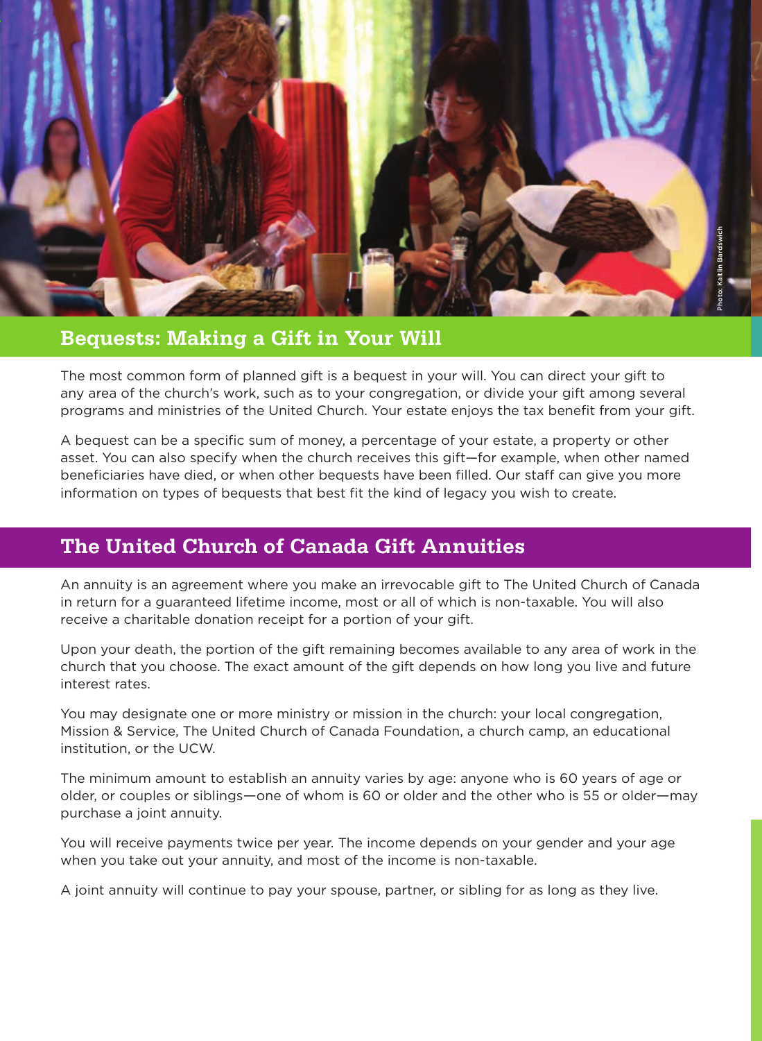## Bequests: Making a Gift in Your Will

The most common form of planned gift is a bequest in your will. You can direct your gift to any area of the church's work, such as to your congregation, or divide your gift among several programs and ministries of the United Church. Your estate enjoys the tax benefit from your gift.

A bequest can be a specific sum of money, a percentage of your estate, a property or other asset. You can also specify when the church receives this gift—for example, when other named beneficiaries have died, or when other bequests have been filled. Our staff can give you more information on types of bequests that best fit the kind of legacy you wish to create.

## The United Church of Canada Gift Annuities

An annuity is an agreement where you make an irrevocable gift to The United Church of Canada in return for a guaranteed lifetime income, most or all of which is non-taxable. You will also receive a charitable donation receipt for a portion of your gift.

Upon your death, the portion of the gift remaining becomes available to any area of work in the church that you choose. The exact amount of the gift depends on how long you live and future interest rates.

You may designate one or more ministry or mission in the church: your local congregation, Mission & Service, The United Church of Canada Foundation, a church camp, an educational institution, or the UCW.

The minimum amount to establish an annuity varies by age: anyone who is 60 years of age or older, or couples or siblings—one of whom is 60 or older and the other who is 55 or older—may purchase a joint annuity.

You will receive payments twice per year. The income depends on your gender and your age when you take out your annuity, and most of the income is non-taxable.

A joint annuity will continue to pay your spouse, partner, or sibling for as long as they live.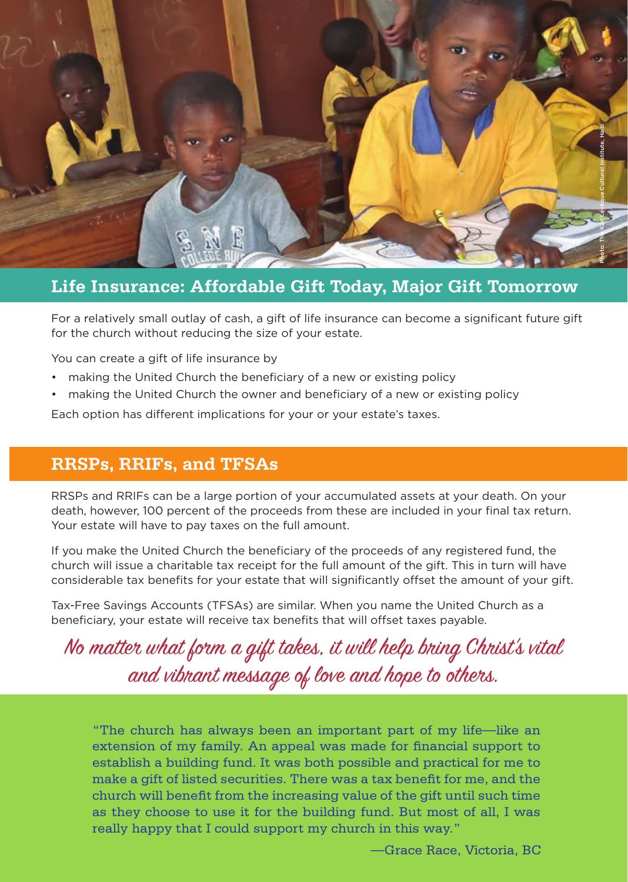Photo: The Kay Lévêque Cultural Institute, Haiti

## Life Insurance: Affordable Gift Today, Major Gift Tomorrow

For a relatively small outlay of cash, a gift of life insurance can become a significant future gift for the church without reducing the size of your estate.

You can create a gift of life insurance by

- making the United Church the beneficiary of a new or existing policy
- making the United Church the owner and beneficiary of a new or existing policy

Each option has different implications for your or your estate's taxes.

## RRSPs, RRIFs, and TFSAs

RRSPs and RRIFs can be a large portion of your accumulated assets at your death. On your death, however, 100 percent of the proceeds from these are included in your final tax return. Your estate will have to pay taxes on the full amount.

If you make the United Church the beneficiary of the proceeds of any registered fund, the church will issue a charitable tax receipt for the full amount of the gift. This in turn will have considerable tax benefits for your estate that will significantly offset the amount of your gift.

Tax-Free Savings Accounts (TFSAs) are similar. When you name the United Church as a beneficiary, your estate will receive tax benefits that will offset taxes payable.

*No matter what form a gift takes, it will help bring Christ's vital and vibrant message of love and hope to others.*

"The church has always been an important part of my life—like an extension of my family. An appeal was made for financial support to establish a building fund. It was both possible and practical for me to make a gift of listed securities. There was a tax benefit for me, and the church will benefit from the increasing value of the gift until such time as they choose to use it for the building fund. But most of all, I was really happy that I could support my church in this way."

—Grace Race, Victoria, BC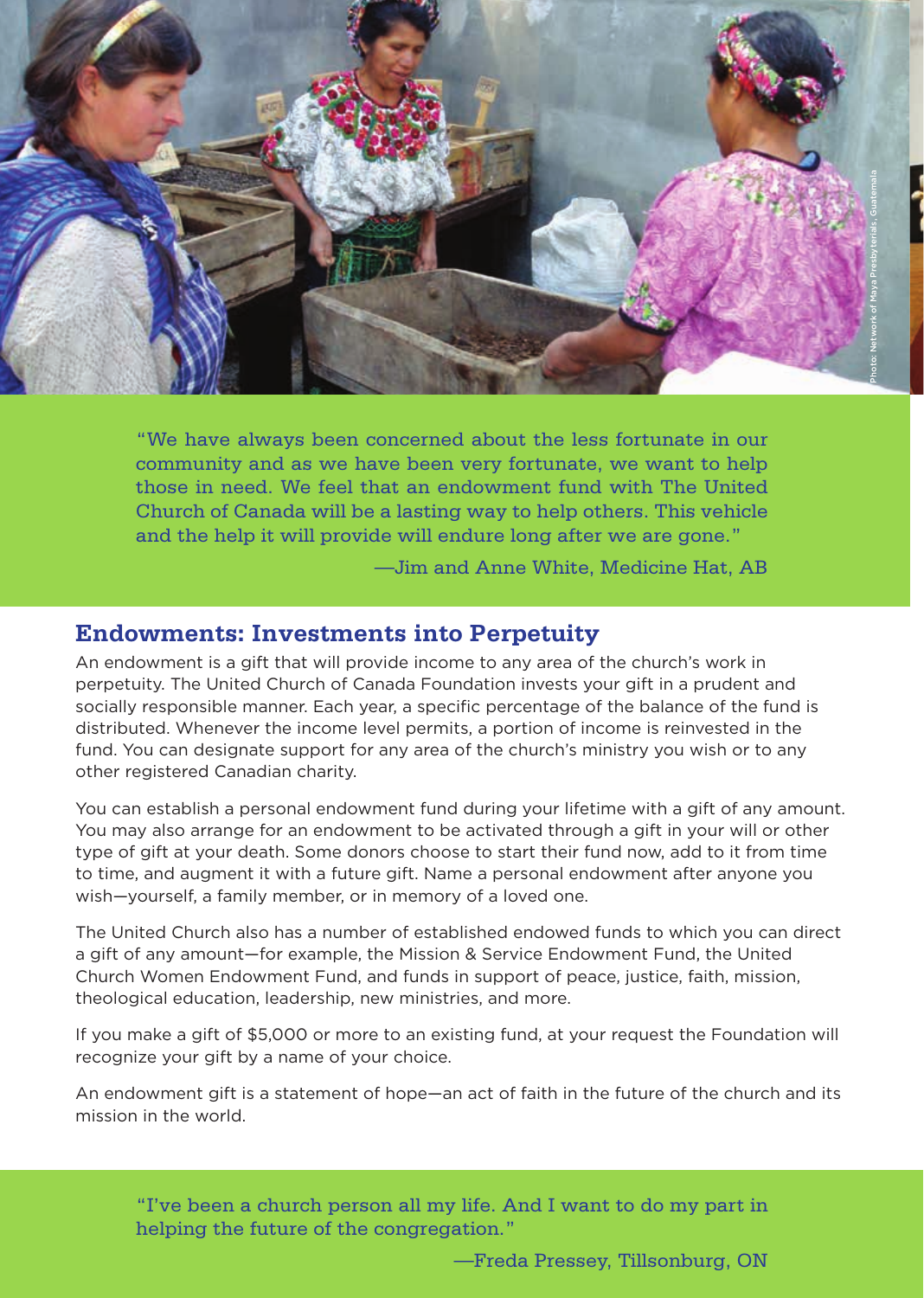Photo: Network of Maya Presbyterials, Guatemala

"We have always been concerned about the less fortunate in our community and as we have been very fortunate, we want to help those in need. We feel that an endowment fund with The United Church of Canada will be a lasting way to help others. This vehicle and the help it will provide will endure long after we are gone."

—Jim and Anne White, Medicine Hat, AB

## Endowments: Investments into Perpetuity

An endowment is a gift that will provide income to any area of the church's work in perpetuity. The United Church of Canada Foundation invests your gift in a prudent and socially responsible manner. Each year, a specific percentage of the balance of the fund is distributed. Whenever the income level permits, a portion of income is reinvested in the fund. You can designate support for any area of the church's ministry you wish or to any other registered Canadian charity.

You can establish a personal endowment fund during your lifetime with a gift of any amount. You may also arrange for an endowment to be activated through a gift in your will or other type of gift at your death. Some donors choose to start their fund now, add to it from time to time, and augment it with a future gift. Name a personal endowment after anyone you wish—yourself, a family member, or in memory of a loved one.

The United Church also has a number of established endowed funds to which you can direct a gift of any amount—for example, the Mission & Service Endowment Fund, the United Church Women Endowment Fund, and funds in support of peace, justice, faith, mission, theological education, leadership, new ministries, and more.

If you make a gift of $5,000 or more to an existing fund, at your request the Foundation will recognize your gift by a name of your choice.

An endowment gift is a statement of hope—an act of faith in the future of the church and its mission in the world.

"I've been a church person all my life. And I want to do my part in helping the future of the congregation."

—Freda Pressey, Tillsonburg, ON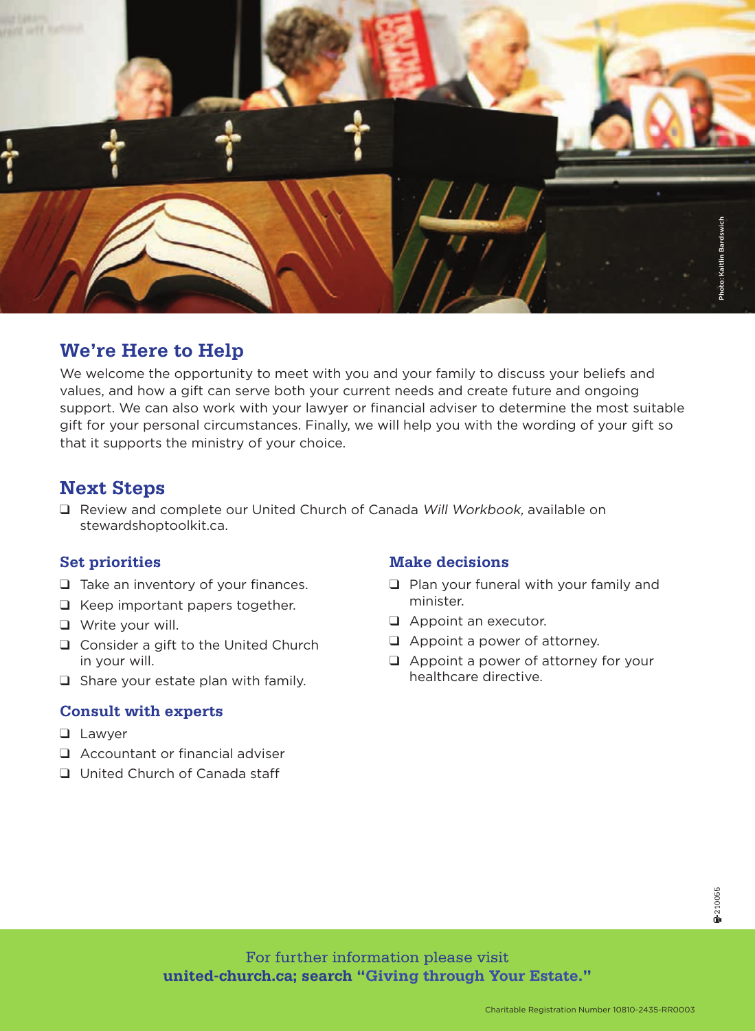Photo: Kaitlin Bardswich

## We're Here to Help

We welcome the opportunity to meet with you and your family to discuss your beliefs and values, and how a gift can serve both your current needs and create future and ongoing support. We can also work with your lawyer or financial adviser to determine the most suitable gift for your personal circumstances. Finally, we will help you with the wording of your gift so that it supports the ministry of your choice.

## Next Steps

- ❑ Review and complete our United Church of Canada *Will Workbook,* available on stewardshoptoolkit.ca.

### Set priorities

- ❑ Take an inventory of your finances.
- ❑ Keep important papers together.
- ❑ Write your will.
- ❑ Consider a gift to the United Church in your will.
- ❑ Share your estate plan with family.

### Consult with experts

- ❑ Lawyer
- ❑ Accountant or financial adviser
- ❑ United Church of Canada staff

### Make decisions

- ❑ Plan your funeral with your family and minister.
- ❑ Appoint an executor.
- ❑ Appoint a power of attorney.
- ❑ Appoint a power of attorney for your healthcare directive.

210055

For further information please visit
**united-church.ca; search "Giving through Your Estate."**

Charitable Registration Number 10810-2435-RR0003